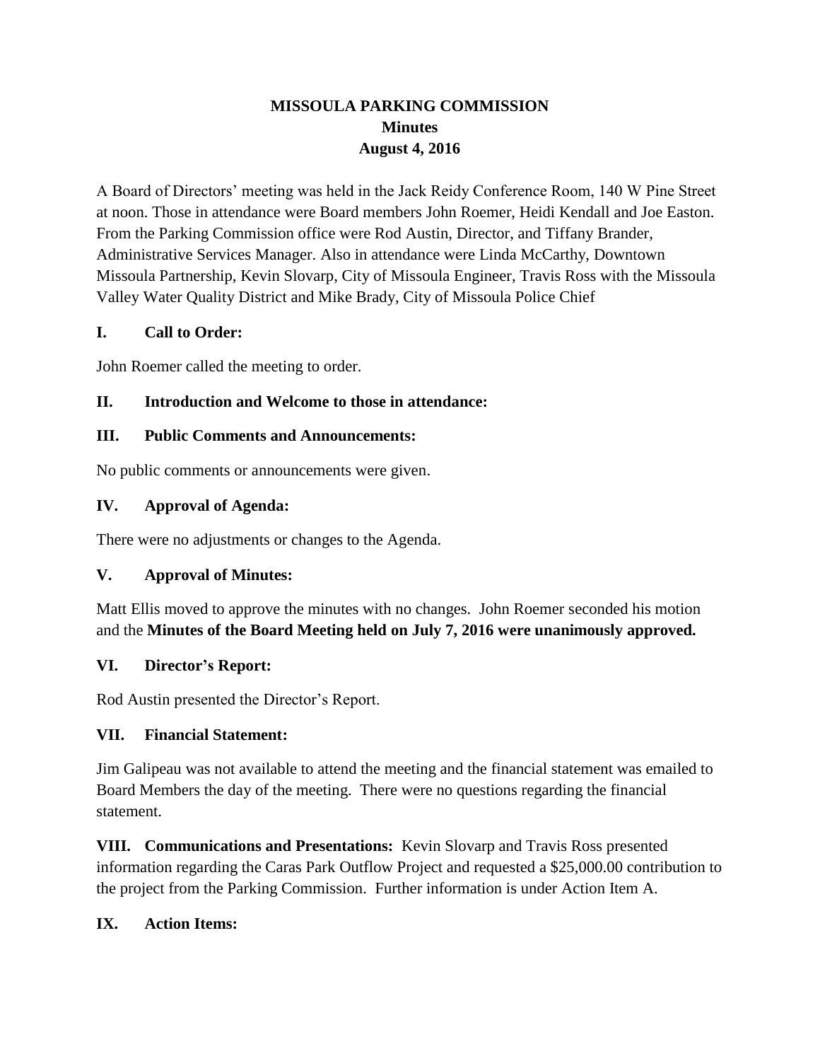# MISSOULA PARKING COMMISSION

## Minutes

## August 4, 2016

A Board of Directors' meeting was held in the Jack Reidy Conference Room, 140 W Pine Street at noon. Those in attendance were Board members John Roemer, Heidi Kendall and Joe Easton. From the Parking Commission office were Rod Austin, Director, and Tiffany Brander, Administrative Services Manager. Also in attendance were Linda McCarthy, Downtown Missoula Partnership, Kevin Slovarp, City of Missoula Engineer, Travis Ross with the Missoula Valley Water Quality District and Mike Brady, City of Missoula Police Chief

### I. Call to Order:

John Roemer called the meeting to order.

### II. Introduction and Welcome to those in attendance:

### III. Public Comments and Announcements:

No public comments or announcements were given.

### IV. Approval of Agenda:

There were no adjustments or changes to the Agenda.

### V. Approval of Minutes:

Matt Ellis moved to approve the minutes with no changes. John Roemer seconded his motion and the **Minutes of the Board Meeting held on July 7, 2016 were unanimously approved.**

### VI. Director's Report:

Rod Austin presented the Director's Report.

### VII. Financial Statement:

Jim Galipeau was not available to attend the meeting and the financial statement was emailed to Board Members the day of the meeting. There were no questions regarding the financial statement.

**VIII. Communications and Presentations:** Kevin Slovarp and Travis Ross presented information regarding the Caras Park Outflow Project and requested a $25,000.00 contribution to the project from the Parking Commission. Further information is under Action Item A.

### IX. Action Items: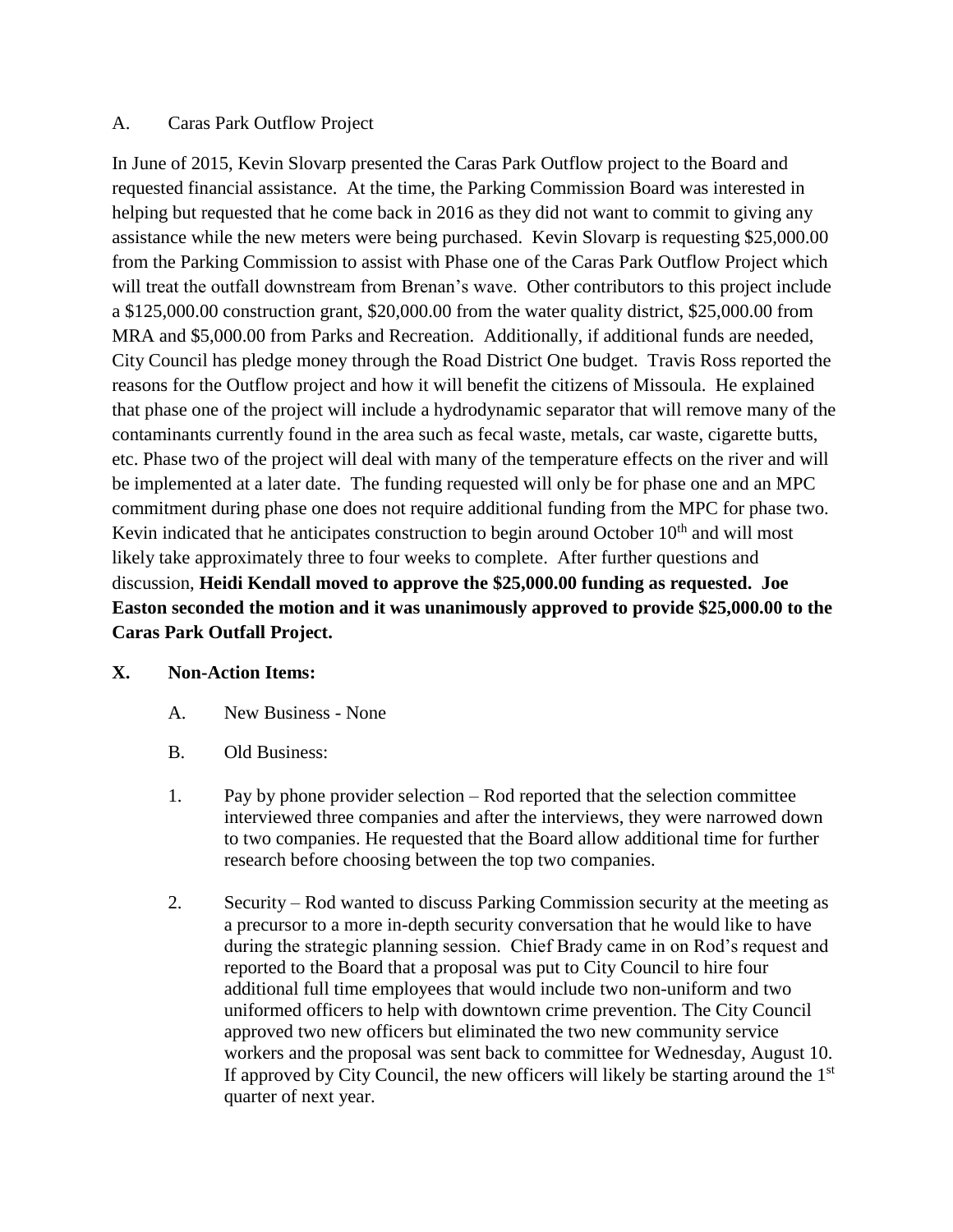A. Caras Park Outflow Project

In June of 2015, Kevin Slovarp presented the Caras Park Outflow project to the Board and requested financial assistance. At the time, the Parking Commission Board was interested in helping but requested that he come back in 2016 as they did not want to commit to giving any assistance while the new meters were being purchased. Kevin Slovarp is requesting $25,000.00 from the Parking Commission to assist with Phase one of the Caras Park Outflow Project which will treat the outfall downstream from Brenan's wave. Other contributors to this project include a $125,000.00 construction grant, $20,000.00 from the water quality district, $25,000.00 from MRA and $5,000.00 from Parks and Recreation. Additionally, if additional funds are needed, City Council has pledge money through the Road District One budget. Travis Ross reported the reasons for the Outflow project and how it will benefit the citizens of Missoula. He explained that phase one of the project will include a hydrodynamic separator that will remove many of the contaminants currently found in the area such as fecal waste, metals, car waste, cigarette butts, etc. Phase two of the project will deal with many of the temperature effects on the river and will be implemented at a later date. The funding requested will only be for phase one and an MPC commitment during phase one does not require additional funding from the MPC for phase two. Kevin indicated that he anticipates construction to begin around October 10th and will most likely take approximately three to four weeks to complete. After further questions and discussion, **Heidi Kendall moved to approve the $25,000.00 funding as requested. Joe Easton seconded the motion and it was unanimously approved to provide $25,000.00 to the Caras Park Outfall Project.**

## X. Non-Action Items:

A. New Business - None

B. Old Business:

1. Pay by phone provider selection – Rod reported that the selection committee interviewed three companies and after the interviews, they were narrowed down to two companies. He requested that the Board allow additional time for further research before choosing between the top two companies.

2. Security – Rod wanted to discuss Parking Commission security at the meeting as a precursor to a more in-depth security conversation that he would like to have during the strategic planning session. Chief Brady came in on Rod's request and reported to the Board that a proposal was put to City Council to hire four additional full time employees that would include two non-uniform and two uniformed officers to help with downtown crime prevention. The City Council approved two new officers but eliminated the two new community service workers and the proposal was sent back to committee for Wednesday, August 10. If approved by City Council, the new officers will likely be starting around the 1st quarter of next year.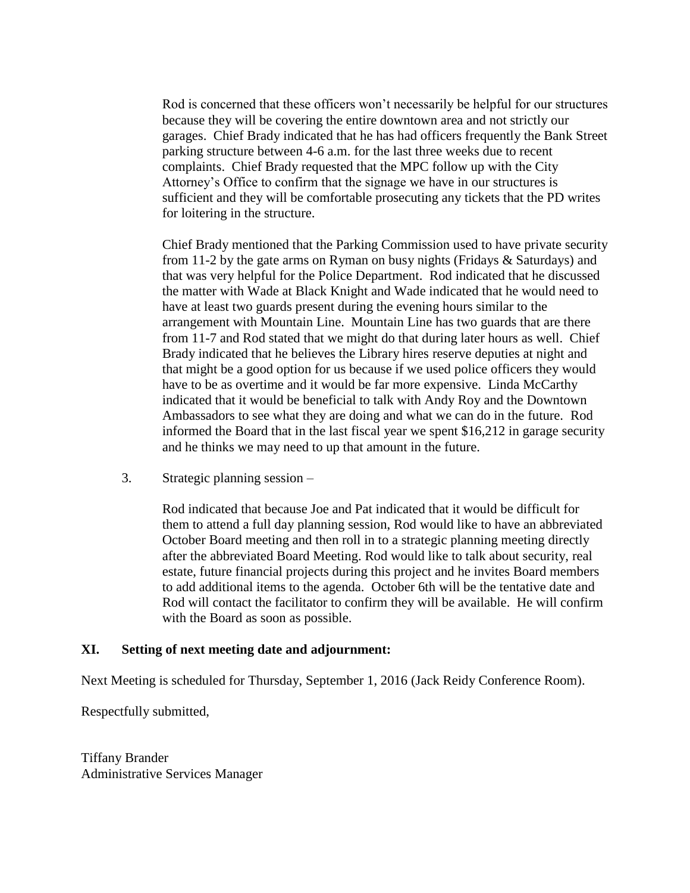Rod is concerned that these officers won't necessarily be helpful for our structures because they will be covering the entire downtown area and not strictly our garages. Chief Brady indicated that he has had officers frequently the Bank Street parking structure between 4-6 a.m. for the last three weeks due to recent complaints. Chief Brady requested that the MPC follow up with the City Attorney's Office to confirm that the signage we have in our structures is sufficient and they will be comfortable prosecuting any tickets that the PD writes for loitering in the structure.

Chief Brady mentioned that the Parking Commission used to have private security from 11-2 by the gate arms on Ryman on busy nights (Fridays & Saturdays) and that was very helpful for the Police Department. Rod indicated that he discussed the matter with Wade at Black Knight and Wade indicated that he would need to have at least two guards present during the evening hours similar to the arrangement with Mountain Line. Mountain Line has two guards that are there from 11-7 and Rod stated that we might do that during later hours as well. Chief Brady indicated that he believes the Library hires reserve deputies at night and that might be a good option for us because if we used police officers they would have to be as overtime and it would be far more expensive. Linda McCarthy indicated that it would be beneficial to talk with Andy Roy and the Downtown Ambassadors to see what they are doing and what we can do in the future. Rod informed the Board that in the last fiscal year we spent $16,212 in garage security and he thinks we may need to up that amount in the future.

3. Strategic planning session –

Rod indicated that because Joe and Pat indicated that it would be difficult for them to attend a full day planning session, Rod would like to have an abbreviated October Board meeting and then roll in to a strategic planning meeting directly after the abbreviated Board Meeting. Rod would like to talk about security, real estate, future financial projects during this project and he invites Board members to add additional items to the agenda. October 6th will be the tentative date and Rod will contact the facilitator to confirm they will be available. He will confirm with the Board as soon as possible.

## XI. Setting of next meeting date and adjournment:

Next Meeting is scheduled for Thursday, September 1, 2016 (Jack Reidy Conference Room).

Respectfully submitted,

Tiffany Brander
Administrative Services Manager